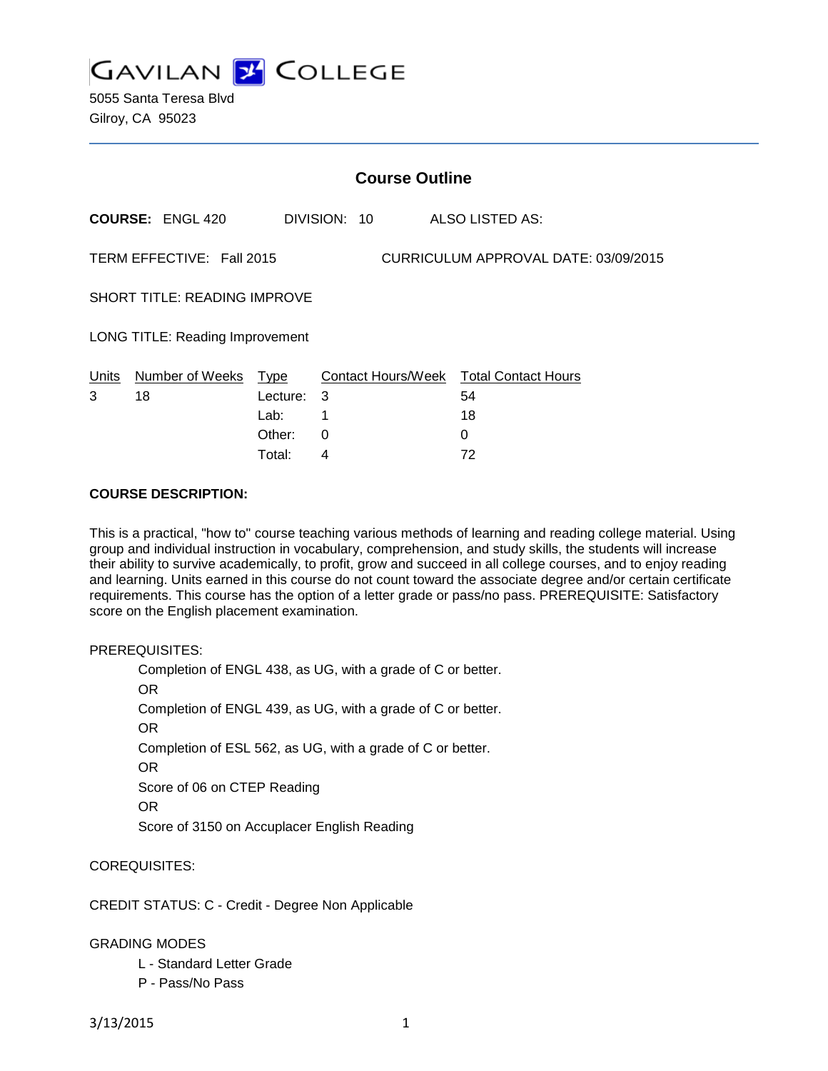# GAVILAN COLLEGE

5055 Santa Teresa Blvd
Gilroy, CA 95023

## Course Outline

**COURSE:** ENGL 420 DIVISION: 10 ALSO LISTED AS:

TERM EFFECTIVE: Fall 2015 CURRICULUM APPROVAL DATE: 03/09/2015

SHORT TITLE: READING IMPROVE

LONG TITLE: Reading Improvement

| Units | Number of Weeks | Type | Contact Hours/Week | Total Contact Hours |
|---|---|---|---|---|
| 3 | 18 | Lecture: | 3 | 54 |
| | | Lab: | 1 | 18 |
| | | Other: | 0 | 0 |
| | | Total: | 4 | 72 |

**COURSE DESCRIPTION:**

This is a practical, "how to" course teaching various methods of learning and reading college material. Using group and individual instruction in vocabulary, comprehension, and study skills, the students will increase their ability to survive academically, to profit, grow and succeed in all college courses, and to enjoy reading and learning. Units earned in this course do not count toward the associate degree and/or certain certificate requirements. This course has the option of a letter grade or pass/no pass. PREREQUISITE: Satisfactory score on the English placement examination.

PREREQUISITES:

Completion of ENGL 438, as UG, with a grade of C or better.
OR
Completion of ENGL 439, as UG, with a grade of C or better.
OR
Completion of ESL 562, as UG, with a grade of C or better.
OR
Score of 06 on CTEP Reading
OR
Score of 3150 on Accuplacer English Reading

COREQUISITES:

CREDIT STATUS: C - Credit - Degree Non Applicable

GRADING MODES

L - Standard Letter Grade
P - Pass/No Pass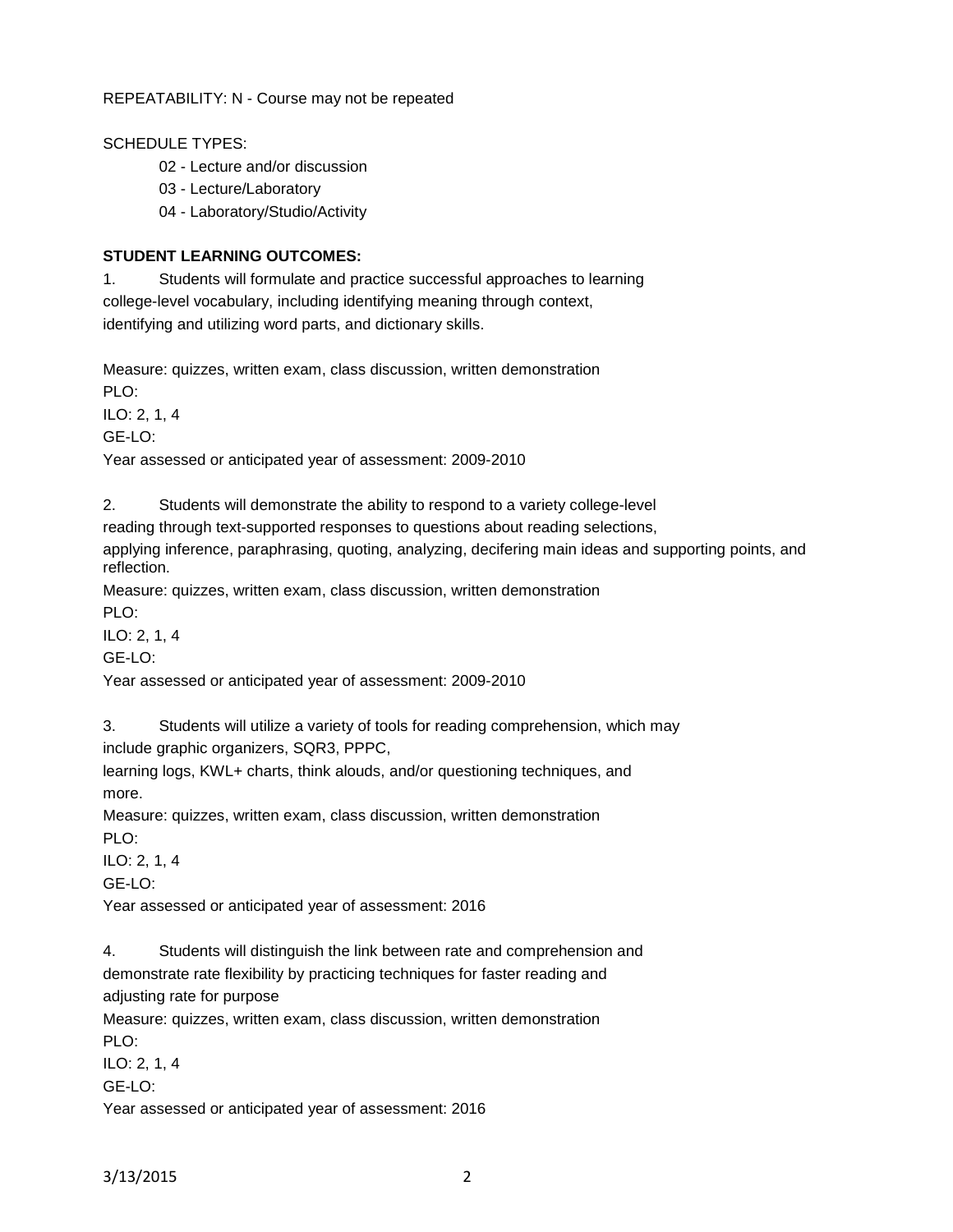REPEATABILITY: N - Course may not be repeated

SCHEDULE TYPES:

- 02 - Lecture and/or discussion
- 03 - Lecture/Laboratory
- 04 - Laboratory/Studio/Activity

**STUDENT LEARNING OUTCOMES:**

1. Students will formulate and practice successful approaches to learning college-level vocabulary, including identifying meaning through context, identifying and utilizing word parts, and dictionary skills.

Measure: quizzes, written exam, class discussion, written demonstration
PLO:
ILO: 2, 1, 4
GE-LO:
Year assessed or anticipated year of assessment: 2009-2010

2. Students will demonstrate the ability to respond to a variety college-level reading through text-supported responses to questions about reading selections, applying inference, paraphrasing, quoting, analyzing, decifering main ideas and supporting points, and reflection.

Measure: quizzes, written exam, class discussion, written demonstration
PLO:
ILO: 2, 1, 4
GE-LO:
Year assessed or anticipated year of assessment: 2009-2010

3. Students will utilize a variety of tools for reading comprehension, which may include graphic organizers, SQR3, PPPC, learning logs, KWL+ charts, think alouds, and/or questioning techniques, and more.

Measure: quizzes, written exam, class discussion, written demonstration
PLO:
ILO: 2, 1, 4
GE-LO:
Year assessed or anticipated year of assessment: 2016

4. Students will distinguish the link between rate and comprehension and demonstrate rate flexibility by practicing techniques for faster reading and adjusting rate for purpose

Measure: quizzes, written exam, class discussion, written demonstration
PLO:
ILO: 2, 1, 4
GE-LO:
Year assessed or anticipated year of assessment: 2016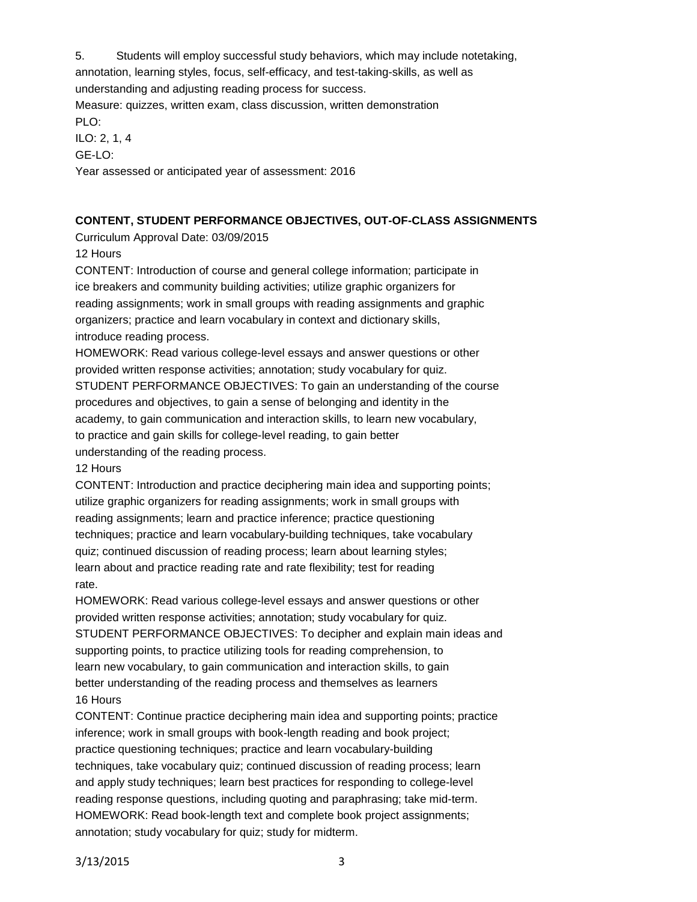5. Students will employ successful study behaviors, which may include notetaking, annotation, learning styles, focus, self-efficacy, and test-taking-skills, as well as understanding and adjusting reading process for success.

Measure: quizzes, written exam, class discussion, written demonstration

PLO:

ILO: 2, 1, 4

GE-LO:

Year assessed or anticipated year of assessment: 2016

## CONTENT, STUDENT PERFORMANCE OBJECTIVES, OUT-OF-CLASS ASSIGNMENTS

Curriculum Approval Date: 03/09/2015

12 Hours

CONTENT: Introduction of course and general college information; participate in ice breakers and community building activities; utilize graphic organizers for reading assignments; work in small groups with reading assignments and graphic organizers; practice and learn vocabulary in context and dictionary skills, introduce reading process.

HOMEWORK: Read various college-level essays and answer questions or other provided written response activities; annotation; study vocabulary for quiz.

STUDENT PERFORMANCE OBJECTIVES: To gain an understanding of the course procedures and objectives, to gain a sense of belonging and identity in the academy, to gain communication and interaction skills, to learn new vocabulary, to practice and gain skills for college-level reading, to gain better understanding of the reading process.

12 Hours

CONTENT: Introduction and practice deciphering main idea and supporting points; utilize graphic organizers for reading assignments; work in small groups with reading assignments; learn and practice inference; practice questioning techniques; practice and learn vocabulary-building techniques, take vocabulary quiz; continued discussion of reading process; learn about learning styles; learn about and practice reading rate and rate flexibility; test for reading rate.

HOMEWORK: Read various college-level essays and answer questions or other provided written response activities; annotation; study vocabulary for quiz.

STUDENT PERFORMANCE OBJECTIVES: To decipher and explain main ideas and supporting points, to practice utilizing tools for reading comprehension, to learn new vocabulary, to gain communication and interaction skills, to gain better understanding of the reading process and themselves as learners

16 Hours

CONTENT: Continue practice deciphering main idea and supporting points; practice inference; work in small groups with book-length reading and book project; practice questioning techniques; practice and learn vocabulary-building techniques, take vocabulary quiz; continued discussion of reading process; learn and apply study techniques; learn best practices for responding to college-level reading response questions, including quoting and paraphrasing; take mid-term.

HOMEWORK: Read book-length text and complete book project assignments; annotation; study vocabulary for quiz; study for midterm.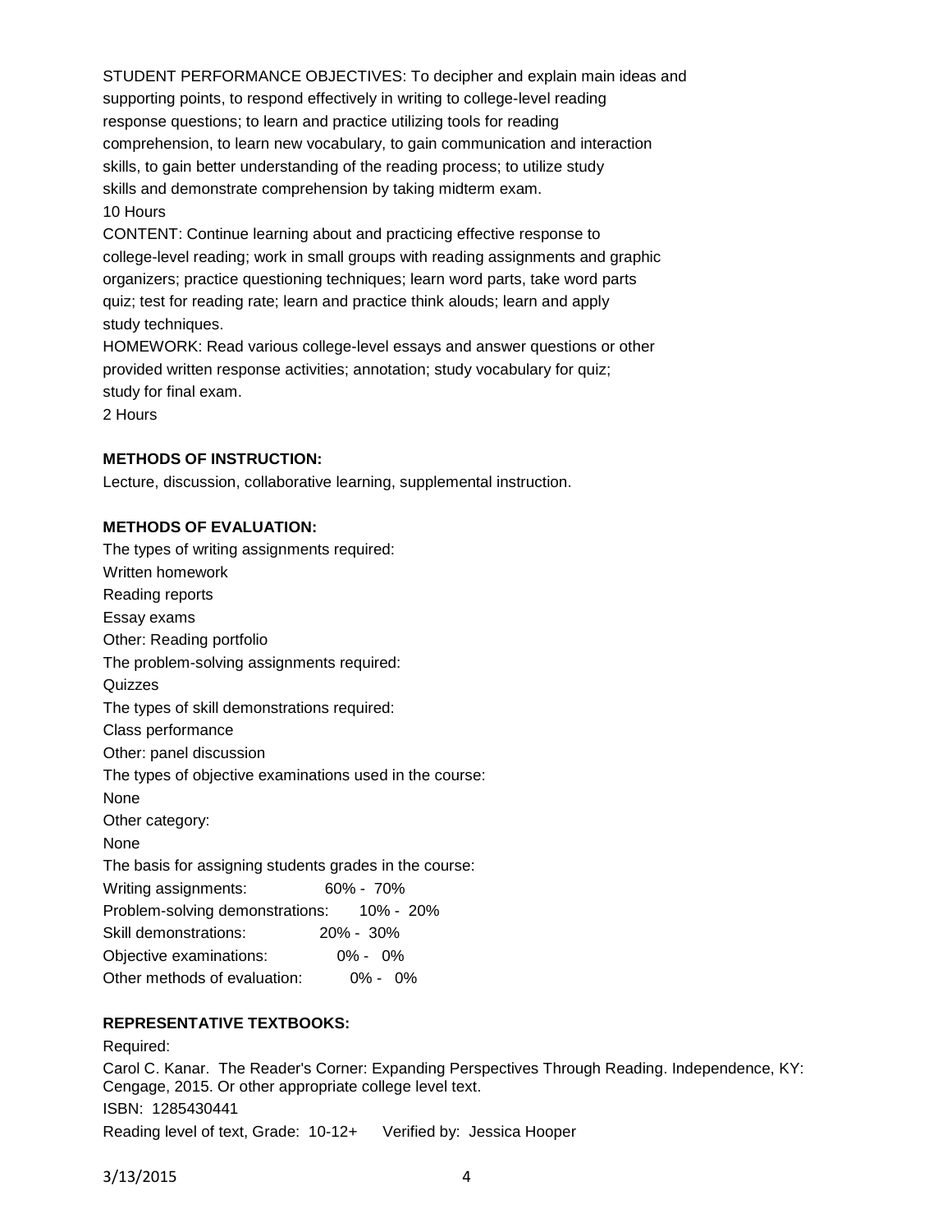STUDENT PERFORMANCE OBJECTIVES: To decipher and explain main ideas and supporting points, to respond effectively in writing to college-level reading response questions; to learn and practice utilizing tools for reading comprehension, to learn new vocabulary, to gain communication and interaction skills, to gain better understanding of the reading process; to utilize study skills and demonstrate comprehension by taking midterm exam.

10 Hours

CONTENT: Continue learning about and practicing effective response to college-level reading; work in small groups with reading assignments and graphic organizers; practice questioning techniques; learn word parts, take word parts quiz; test for reading rate; learn and practice think alouds; learn and apply study techniques.

HOMEWORK: Read various college-level essays and answer questions or other provided written response activities; annotation; study vocabulary for quiz; study for final exam.

2 Hours

**METHODS OF INSTRUCTION:**

Lecture, discussion, collaborative learning, supplemental instruction.

**METHODS OF EVALUATION:**

The types of writing assignments required:

Written homework

Reading reports

Essay exams

Other: Reading portfolio

The problem-solving assignments required:

Quizzes

The types of skill demonstrations required:

Class performance

Other: panel discussion

The types of objective examinations used in the course:

None

Other category:

None

The basis for assigning students grades in the course:

| | |
|---|---|
| Writing assignments: | 60% - 70% |
| Problem-solving demonstrations: | 10% - 20% |
| Skill demonstrations: | 20% - 30% |
| Objective examinations: | 0% - 0% |
| Other methods of evaluation: | 0% - 0% |

**REPRESENTATIVE TEXTBOOKS:**

Required:

Carol C. Kanar. The Reader's Corner: Expanding Perspectives Through Reading. Independence, KY: Cengage, 2015. Or other appropriate college level text.

ISBN: 1285430441

Reading level of text, Grade: 10-12+ Verified by: Jessica Hooper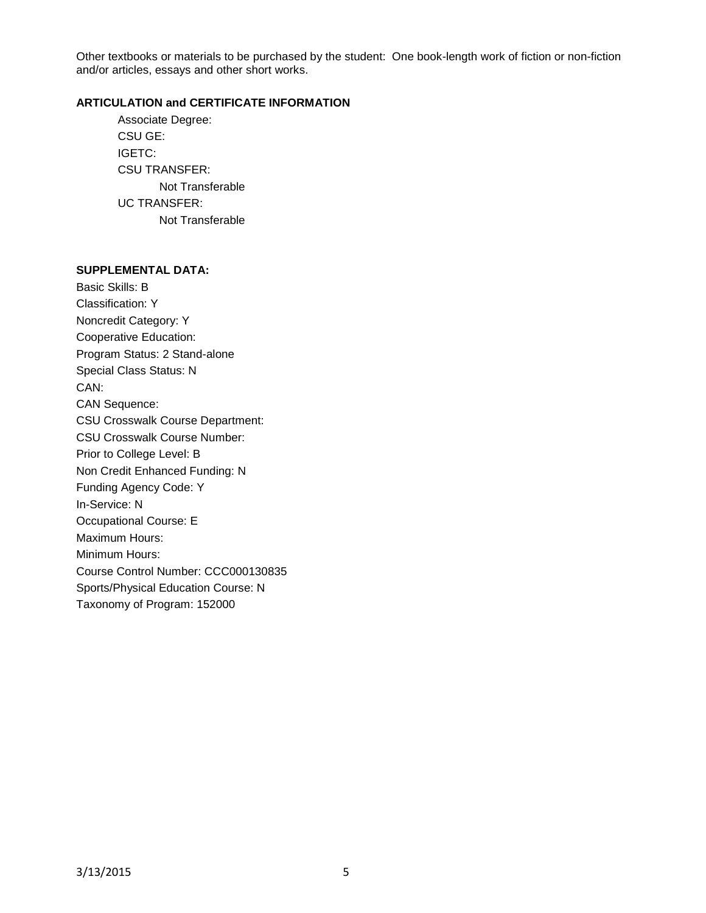Other textbooks or materials to be purchased by the student: One book-length work of fiction or non-fiction and/or articles, essays and other short works.

**ARTICULATION and CERTIFICATE INFORMATION**

Associate Degree:
CSU GE:
IGETC:
CSU TRANSFER:
Not Transferable
UC TRANSFER:
Not Transferable

**SUPPLEMENTAL DATA:**

Basic Skills: B
Classification: Y
Noncredit Category: Y
Cooperative Education:
Program Status: 2 Stand-alone
Special Class Status: N
CAN:
CAN Sequence:
CSU Crosswalk Course Department:
CSU Crosswalk Course Number:
Prior to College Level: B
Non Credit Enhanced Funding: N
Funding Agency Code: Y
In-Service: N
Occupational Course: E
Maximum Hours:
Minimum Hours:
Course Control Number: CCC000130835
Sports/Physical Education Course: N
Taxonomy of Program: 152000